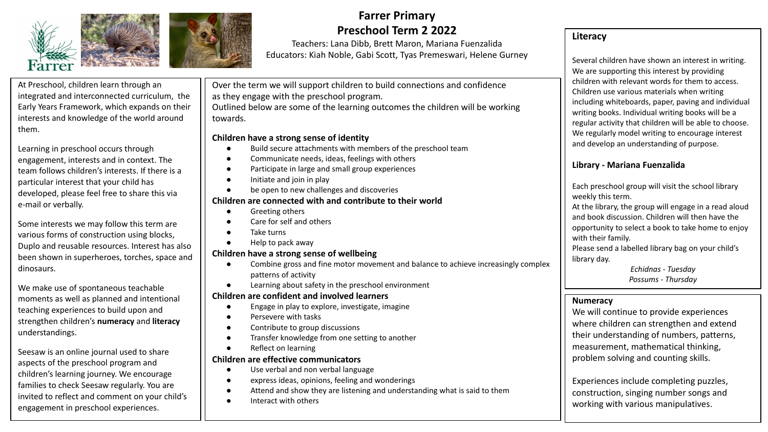# Farrer Primary
# Preschool Term 2 2022

Teachers: Lana Dibb, Brett Maron, Mariana Fuenzalida
Educators: Kiah Noble, Gabi Scott, Tyas Premeswari, Helene Gurney

At Preschool, children learn through an integrated and interconnected curriculum, the Early Years Framework, which expands on their interests and knowledge of the world around them.

Learning in preschool occurs through engagement, interests and in context. The team follows children's interests. If there is a particular interest that your child has developed, please feel free to share this via e-mail or verbally.

Some interests we may follow this term are various forms of construction using blocks, Duplo and reusable resources. Interest has also been shown in superheroes, torches, space and dinosaurs.

We make use of spontaneous teachable moments as well as planned and intentional teaching experiences to build upon and strengthen children's **numeracy** and **literacy** understandings.

Seesaw is an online journal used to share aspects of the preschool program and children's learning journey. We encourage families to check Seesaw regularly. You are invited to reflect and comment on your child's engagement in preschool experiences.

Over the term we will support children to build connections and confidence as they engage with the preschool program.
Outlined below are some of the learning outcomes the children will be working towards.

**Children have a strong sense of identity**

- Build secure attachments with members of the preschool team
- Communicate needs, ideas, feelings with others
- Participate in large and small group experiences
- Initiate and join in play
- be open to new challenges and discoveries

**Children are connected with and contribute to their world**

- Greeting others
- Care for self and others
- Take turns
- Help to pack away

**Children have a strong sense of wellbeing**

- Combine gross and fine motor movement and balance to achieve increasingly complex patterns of activity
- Learning about safety in the preschool environment

**Children are confident and involved learners**

- Engage in play to explore, investigate, imagine
- Persevere with tasks
- Contribute to group discussions
- Transfer knowledge from one setting to another
- Reflect on learning

**Children are effective communicators**

- Use verbal and non verbal language
- express ideas, opinions, feeling and wonderings
- Attend and show they are listening and understanding what is said to them
- Interact with others

## Literacy

Several children have shown an interest in writing. We are supporting this interest by providing children with relevant words for them to access. Children use various materials when writing including whiteboards, paper, paving and individual writing books. Individual writing books will be a regular activity that children will be able to choose. We regularly model writing to encourage interest and develop an understanding of purpose.

## Library - Mariana Fuenzalida

Each preschool group will visit the school library weekly this term.
At the library, the group will engage in a read aloud and book discussion. Children will then have the opportunity to select a book to take home to enjoy with their family.
Please send a labelled library bag on your child's library day.

*Echidnas - Tuesday*
*Possums - Thursday*

## Numeracy

We will continue to provide experiences where children can strengthen and extend their understanding of numbers, patterns, measurement, mathematical thinking, problem solving and counting skills.

Experiences include completing puzzles, construction, singing number songs and working with various manipulatives.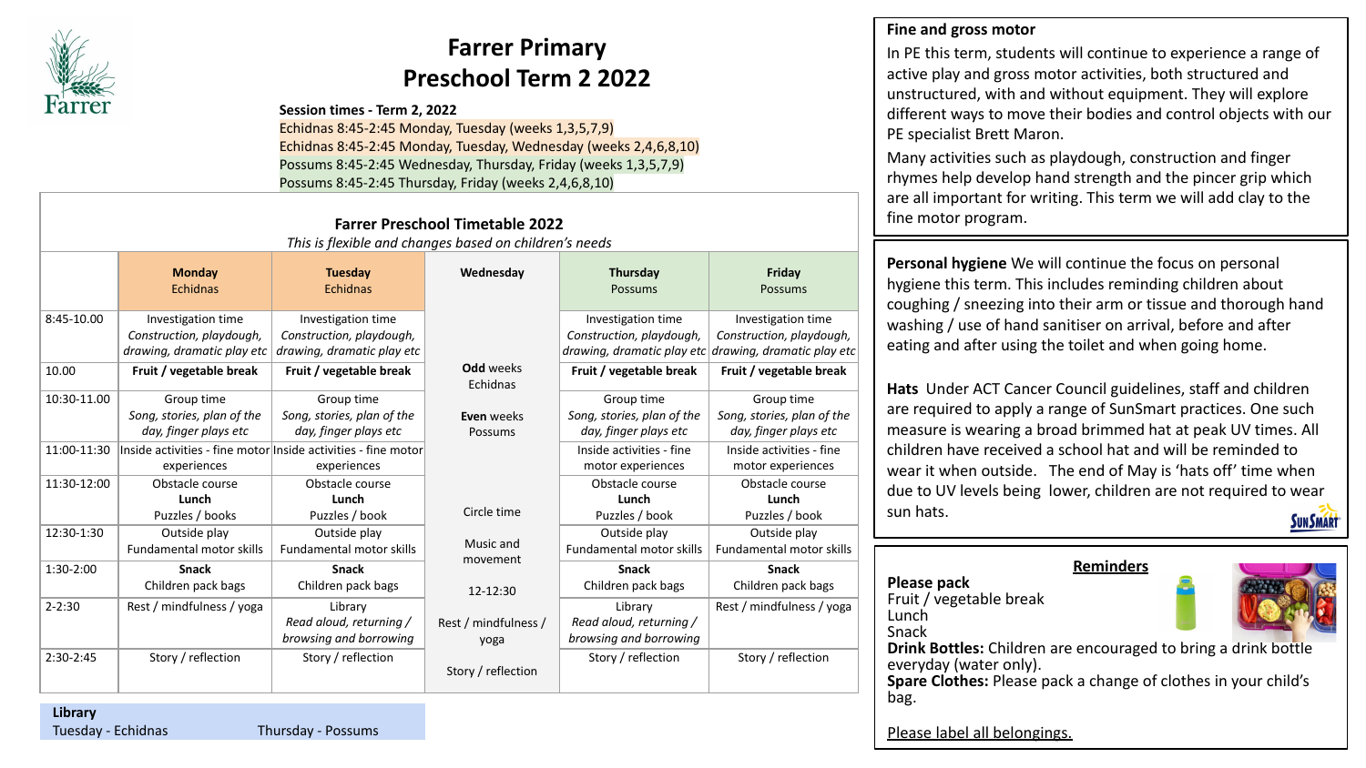# Farrer Primary Preschool Term 2 2022

**Session times - Term 2, 2022**

Echidnas 8:45-2:45 Monday, Tuesday (weeks 1,3,5,7,9)
Echidnas 8:45-2:45 Monday, Tuesday, Wednesday (weeks 2,4,6,8,10)
Possums 8:45-2:45 Wednesday, Thursday, Friday (weeks 1,3,5,7,9)
Possums 8:45-2:45 Thursday, Friday (weeks 2,4,6,8,10)

## Farrer Preschool Timetable 2022

*This is flexible and changes based on children's needs*

| | **Monday** Echidnas | **Tuesday** Echidnas | **Wednesday** | **Thursday** Possums | **Friday** Possums |
|---|---|---|---|---|---|
| 8:45-10.00 | Investigation time *Construction, playdough, drawing, dramatic play etc* | Investigation time *Construction, playdough, drawing, dramatic play etc* | | Investigation time *Construction, playdough, drawing, dramatic play etc* | Investigation time *Construction, playdough, drawing, dramatic play etc* |
| 10.00 | **Fruit / vegetable break** | **Fruit / vegetable break** | **Odd** weeks Echidnas | **Fruit / vegetable break** | **Fruit / vegetable break** |
| 10:30-11.00 | Group time *Song, stories, plan of the day, finger plays etc* | Group time *Song, stories, plan of the day, finger plays etc* | **Even** weeks Possums | Group time *Song, stories, plan of the day, finger plays etc* | Group time *Song, stories, plan of the day, finger plays etc* |
| 11:00-11:30 | Inside activities - fine motor experiences | Inside activities - fine motor experiences | | Inside activities - fine motor experiences | Inside activities - fine motor experiences |
| 11:30-12:00 | Obstacle course **Lunch** Puzzles / books | Obstacle course **Lunch** Puzzles / book | Circle time | Obstacle course **Lunch** Puzzles / book | Obstacle course **Lunch** Puzzles / book |
| 12:30-1:30 | Outside play Fundamental motor skills | Outside play Fundamental motor skills | Music and movement | Outside play Fundamental motor skills | Outside play Fundamental motor skills |
| 1:30-2:00 | **Snack** Children pack bags | **Snack** Children pack bags | 12-12:30 | **Snack** Children pack bags | **Snack** Children pack bags |
| 2-2:30 | Rest / mindfulness / yoga | Library *Read aloud, returning / browsing and borrowing* | Rest / mindfulness / yoga | Library *Read aloud, returning / browsing and borrowing* | Rest / mindfulness / yoga |
| 2:30-2:45 | Story / reflection | Story / reflection | Story / reflection | Story / reflection | Story / reflection |

**Library**
Tuesday - Echidnas Thursday - Possums

**Fine and gross motor**

In PE this term, students will continue to experience a range of active play and gross motor activities, both structured and unstructured, with and without equipment. They will explore different ways to move their bodies and control objects with our PE specialist Brett Maron.

Many activities such as playdough, construction and finger rhymes help develop hand strength and the pincer grip which are all important for writing. This term we will add clay to the fine motor program.

**Personal hygiene** We will continue the focus on personal hygiene this term. This includes reminding children about coughing / sneezing into their arm or tissue and thorough hand washing / use of hand sanitiser on arrival, before and after eating and after using the toilet and when going home.

**Hats** Under ACT Cancer Council guidelines, staff and children are required to apply a range of SunSmart practices. One such measure is wearing a broad brimmed hat at peak UV times. All children have received a school hat and will be reminded to wear it when outside. The end of May is 'hats off' time when due to UV levels being lower, children are not required to wear sun hats.

**Reminders**

**Please pack**
Fruit / vegetable break
Lunch
Snack

**Drink Bottles:** Children are encouraged to bring a drink bottle everyday (water only).

**Spare Clothes:** Please pack a change of clothes in your child's bag.

Please label all belongings.